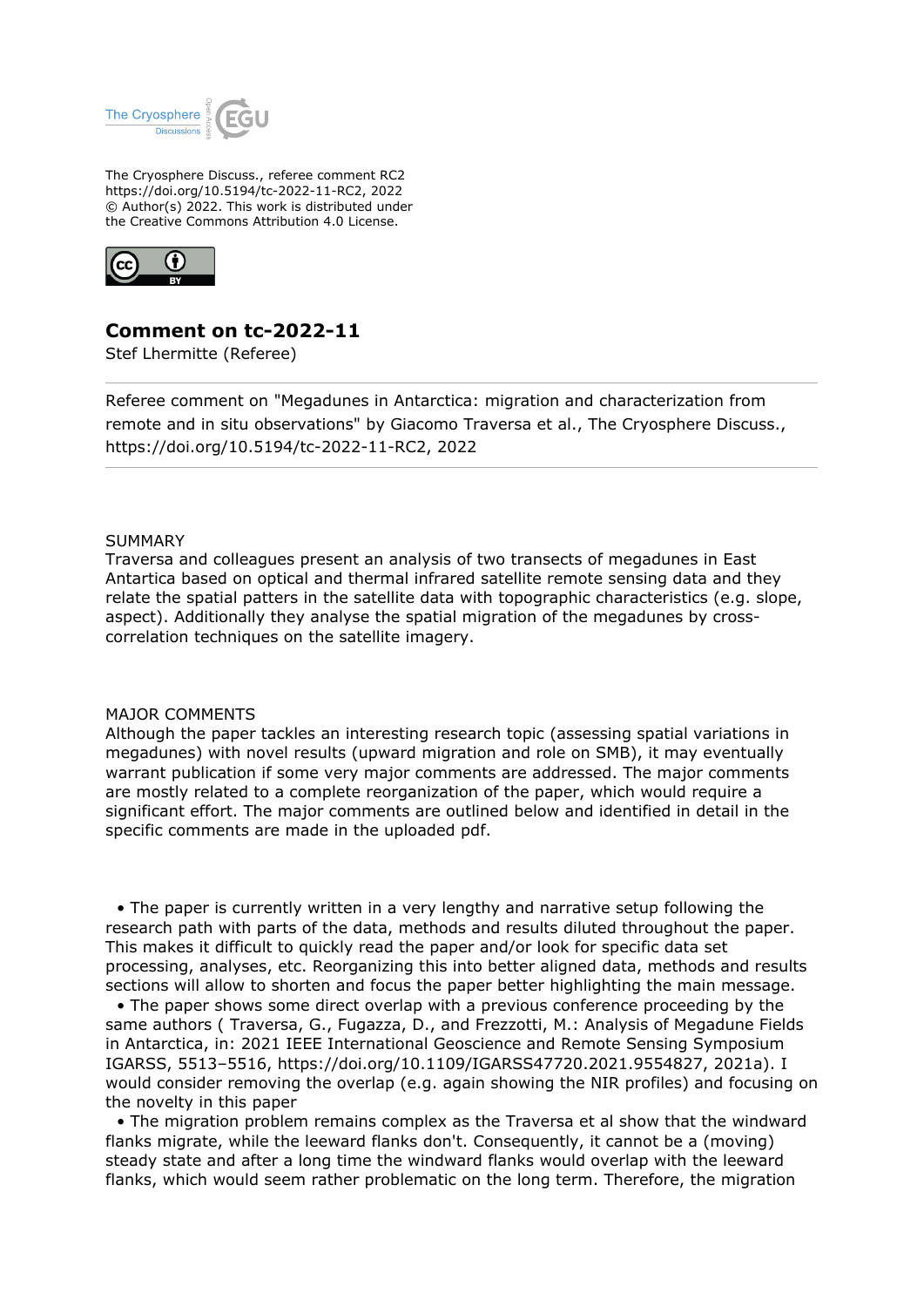The Cryosphere Discuss., referee comment RC2
https://doi.org/10.5194/tc-2022-11-RC2, 2022
© Author(s) 2022. This work is distributed under
the Creative Commons Attribution 4.0 License.

# Comment on tc-2022-11

Stef Lhermitte (Referee)

Referee comment on "Megadunes in Antarctica: migration and characterization from remote and in situ observations" by Giacomo Traversa et al., The Cryosphere Discuss., https://doi.org/10.5194/tc-2022-11-RC2, 2022

## SUMMARY

Traversa and colleagues present an analysis of two transects of megadunes in East Antartica based on optical and thermal infrared satellite remote sensing data and they relate the spatial patters in the satellite data with topographic characteristics (e.g. slope, aspect). Additionally they analyse the spatial migration of the megadunes by cross-correlation techniques on the satellite imagery.

## MAJOR COMMENTS

Although the paper tackles an interesting research topic (assessing spatial variations in megadunes) with novel results (upward migration and role on SMB), it may eventually warrant publication if some very major comments are addressed. The major comments are mostly related to a complete reorganization of the paper, which would require a significant effort. The major comments are outlined below and identified in detail in the specific comments are made in the uploaded pdf.

- The paper is currently written in a very lengthy and narrative setup following the research path with parts of the data, methods and results diluted throughout the paper. This makes it difficult to quickly read the paper and/or look for specific data set processing, analyses, etc. Reorganizing this into better aligned data, methods and results sections will allow to shorten and focus the paper better highlighting the main message.
- The paper shows some direct overlap with a previous conference proceeding by the same authors ( Traversa, G., Fugazza, D., and Frezzotti, M.: Analysis of Megadune Fields in Antarctica, in: 2021 IEEE International Geoscience and Remote Sensing Symposium IGARSS, 5513–5516, https://doi.org/10.1109/IGARSS47720.2021.9554827, 2021a). I would consider removing the overlap (e.g. again showing the NIR profiles) and focusing on the novelty in this paper
- The migration problem remains complex as the Traversa et al show that the windward flanks migrate, while the leeward flanks don't. Consequently, it cannot be a (moving) steady state and after a long time the windward flanks would overlap with the leeward flanks, which would seem rather problematic on the long term. Therefore, the migration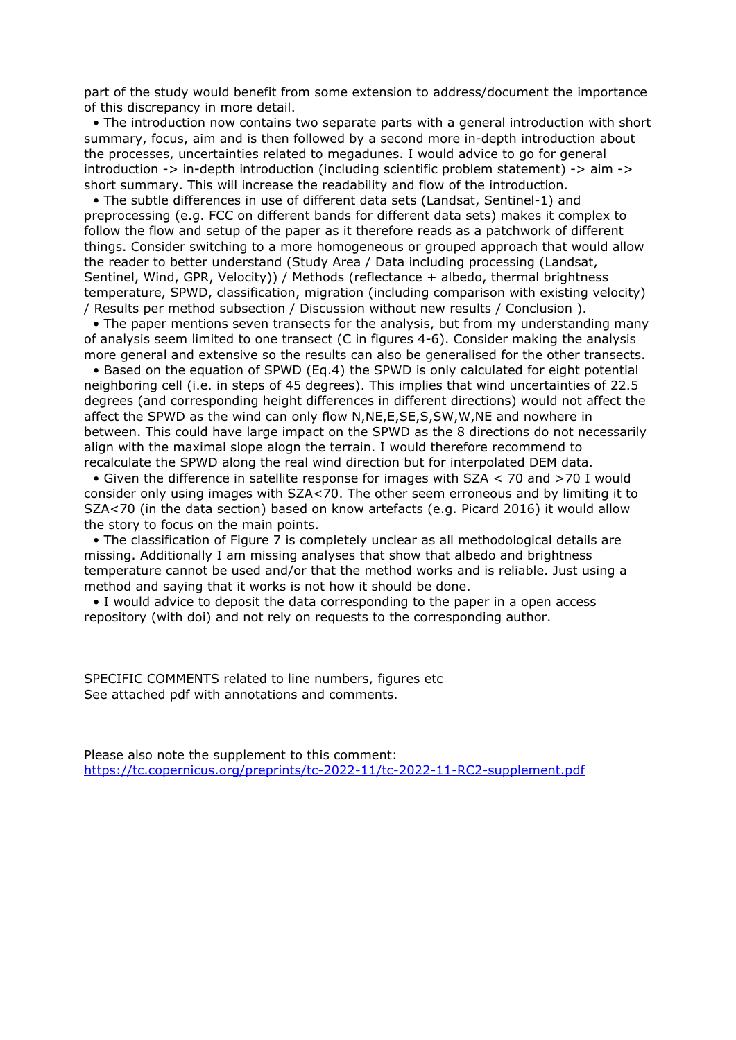part of the study would benefit from some extension to address/document the importance of this discrepancy in more detail.

- The introduction now contains two separate parts with a general introduction with short summary, focus, aim and is then followed by a second more in-depth introduction about the processes, uncertainties related to megadunes. I would advice to go for general introduction -> in-depth introduction (including scientific problem statement) -> aim -> short summary. This will increase the readability and flow of the introduction.
- The subtle differences in use of different data sets (Landsat, Sentinel-1) and preprocessing (e.g. FCC on different bands for different data sets) makes it complex to follow the flow and setup of the paper as it therefore reads as a patchwork of different things. Consider switching to a more homogeneous or grouped approach that would allow the reader to better understand (Study Area / Data including processing (Landsat, Sentinel, Wind, GPR, Velocity)) / Methods (reflectance + albedo, thermal brightness temperature, SPWD, classification, migration (including comparison with existing velocity) / Results per method subsection / Discussion without new results / Conclusion ).
- The paper mentions seven transects for the analysis, but from my understanding many of analysis seem limited to one transect (C in figures 4-6). Consider making the analysis more general and extensive so the results can also be generalised for the other transects.
- Based on the equation of SPWD (Eq.4) the SPWD is only calculated for eight potential neighboring cell (i.e. in steps of 45 degrees). This implies that wind uncertainties of 22.5 degrees (and corresponding height differences in different directions) would not affect the affect the SPWD as the wind can only flow N,NE,E,SE,S,SW,W,NE and nowhere in between. This could have large impact on the SPWD as the 8 directions do not necessarily align with the maximal slope alogn the terrain. I would therefore recommend to recalculate the SPWD along the real wind direction but for interpolated DEM data.
- Given the difference in satellite response for images with SZA < 70 and >70 I would consider only using images with SZA<70. The other seem erroneous and by limiting it to SZA<70 (in the data section) based on know artefacts (e.g. Picard 2016) it would allow the story to focus on the main points.
- The classification of Figure 7 is completely unclear as all methodological details are missing. Additionally I am missing analyses that show that albedo and brightness temperature cannot be used and/or that the method works and is reliable. Just using a method and saying that it works is not how it should be done.
- I would advice to deposit the data corresponding to the paper in a open access repository (with doi) and not rely on requests to the corresponding author.

SPECIFIC COMMENTS related to line numbers, figures etc
See attached pdf with annotations and comments.

Please also note the supplement to this comment:
https://tc.copernicus.org/preprints/tc-2022-11/tc-2022-11-RC2-supplement.pdf